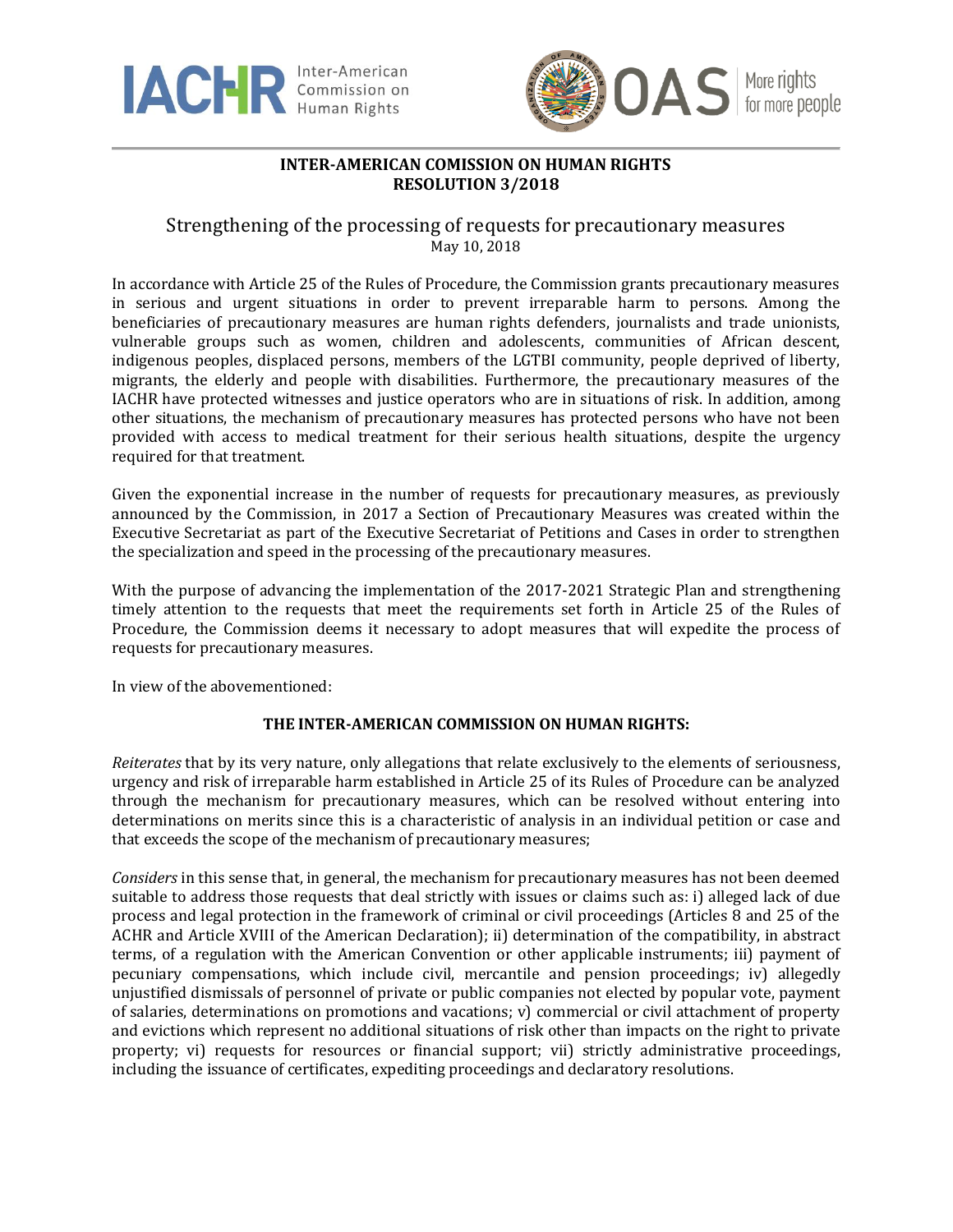**INTER-AMERICAN COMISSION ON HUMAN RIGHTS**
**RESOLUTION 3/2018**

# Strengthening of the processing of requests for precautionary measures

May 10, 2018

In accordance with Article 25 of the Rules of Procedure, the Commission grants precautionary measures in serious and urgent situations in order to prevent irreparable harm to persons. Among the beneficiaries of precautionary measures are human rights defenders, journalists and trade unionists, vulnerable groups such as women, children and adolescents, communities of African descent, indigenous peoples, displaced persons, members of the LGTBI community, people deprived of liberty, migrants, the elderly and people with disabilities. Furthermore, the precautionary measures of the IACHR have protected witnesses and justice operators who are in situations of risk. In addition, among other situations, the mechanism of precautionary measures has protected persons who have not been provided with access to medical treatment for their serious health situations, despite the urgency required for that treatment.

Given the exponential increase in the number of requests for precautionary measures, as previously announced by the Commission, in 2017 a Section of Precautionary Measures was created within the Executive Secretariat as part of the Executive Secretariat of Petitions and Cases in order to strengthen the specialization and speed in the processing of the precautionary measures.

With the purpose of advancing the implementation of the 2017-2021 Strategic Plan and strengthening timely attention to the requests that meet the requirements set forth in Article 25 of the Rules of Procedure, the Commission deems it necessary to adopt measures that will expedite the process of requests for precautionary measures.

In view of the abovementioned:

**THE INTER-AMERICAN COMMISSION ON HUMAN RIGHTS:**

*Reiterates* that by its very nature, only allegations that relate exclusively to the elements of seriousness, urgency and risk of irreparable harm established in Article 25 of its Rules of Procedure can be analyzed through the mechanism for precautionary measures, which can be resolved without entering into determinations on merits since this is a characteristic of analysis in an individual petition or case and that exceeds the scope of the mechanism of precautionary measures;

*Considers* in this sense that, in general, the mechanism for precautionary measures has not been deemed suitable to address those requests that deal strictly with issues or claims such as: i) alleged lack of due process and legal protection in the framework of criminal or civil proceedings (Articles 8 and 25 of the ACHR and Article XVIII of the American Declaration); ii) determination of the compatibility, in abstract terms, of a regulation with the American Convention or other applicable instruments; iii) payment of pecuniary compensations, which include civil, mercantile and pension proceedings; iv) allegedly unjustified dismissals of personnel of private or public companies not elected by popular vote, payment of salaries, determinations on promotions and vacations; v) commercial or civil attachment of property and evictions which represent no additional situations of risk other than impacts on the right to private property; vi) requests for resources or financial support; vii) strictly administrative proceedings, including the issuance of certificates, expediting proceedings and declaratory resolutions.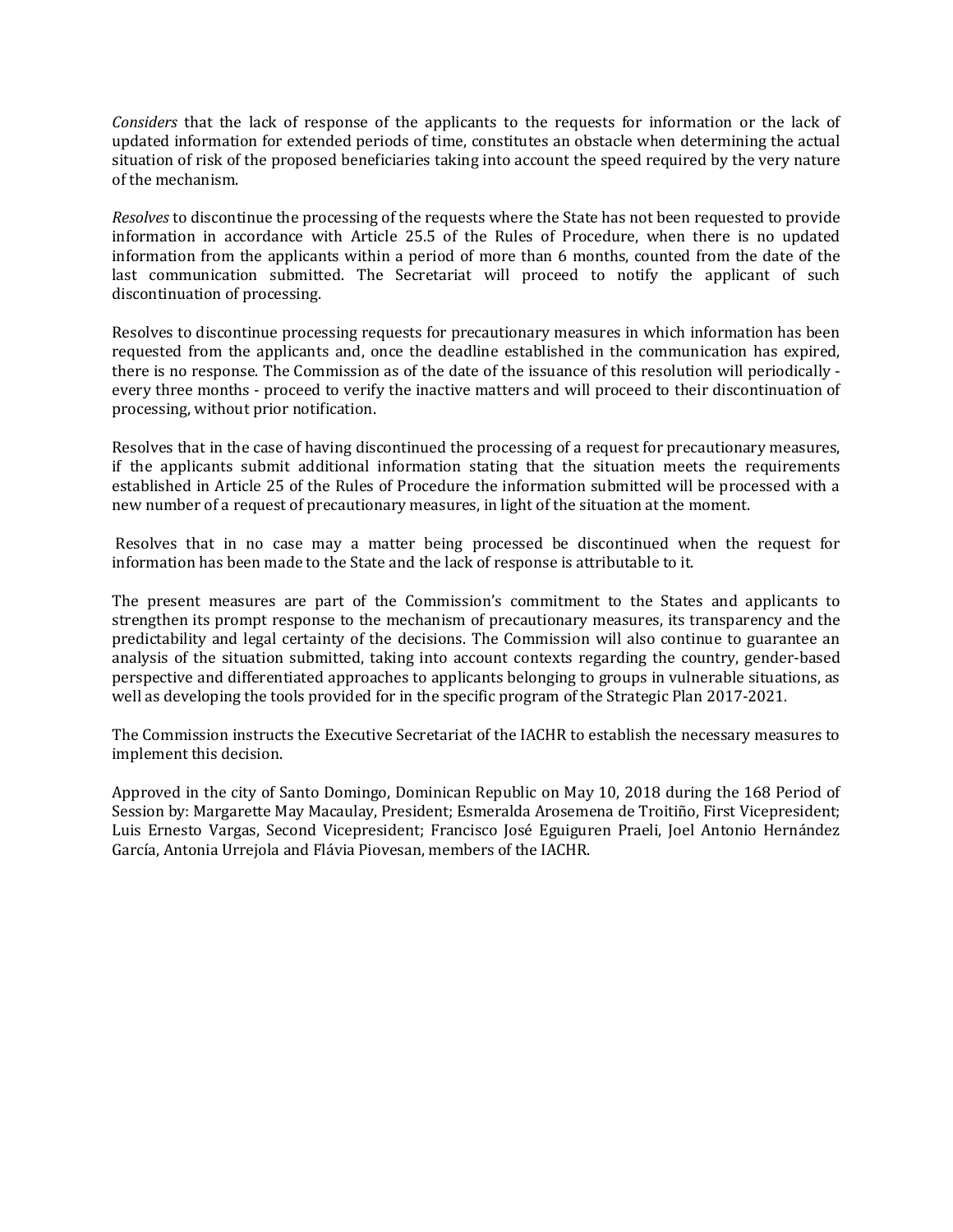*Considers* that the lack of response of the applicants to the requests for information or the lack of updated information for extended periods of time, constitutes an obstacle when determining the actual situation of risk of the proposed beneficiaries taking into account the speed required by the very nature of the mechanism.

*Resolves* to discontinue the processing of the requests where the State has not been requested to provide information in accordance with Article 25.5 of the Rules of Procedure, when there is no updated information from the applicants within a period of more than 6 months, counted from the date of the last communication submitted. The Secretariat will proceed to notify the applicant of such discontinuation of processing.

Resolves to discontinue processing requests for precautionary measures in which information has been requested from the applicants and, once the deadline established in the communication has expired, there is no response. The Commission as of the date of the issuance of this resolution will periodically - every three months - proceed to verify the inactive matters and will proceed to their discontinuation of processing, without prior notification.

Resolves that in the case of having discontinued the processing of a request for precautionary measures, if the applicants submit additional information stating that the situation meets the requirements established in Article 25 of the Rules of Procedure the information submitted will be processed with a new number of a request of precautionary measures, in light of the situation at the moment.

Resolves that in no case may a matter being processed be discontinued when the request for information has been made to the State and the lack of response is attributable to it.

The present measures are part of the Commission's commitment to the States and applicants to strengthen its prompt response to the mechanism of precautionary measures, its transparency and the predictability and legal certainty of the decisions. The Commission will also continue to guarantee an analysis of the situation submitted, taking into account contexts regarding the country, gender-based perspective and differentiated approaches to applicants belonging to groups in vulnerable situations, as well as developing the tools provided for in the specific program of the Strategic Plan 2017-2021.

The Commission instructs the Executive Secretariat of the IACHR to establish the necessary measures to implement this decision.

Approved in the city of Santo Domingo, Dominican Republic on May 10, 2018 during the 168 Period of Session by: Margarette May Macaulay, President; Esmeralda Arosemena de Troitiño, First Vicepresident; Luis Ernesto Vargas, Second Vicepresident; Francisco José Eguiguren Praeli, Joel Antonio Hernández García, Antonia Urrejola and Flávia Piovesan, members of the IACHR.